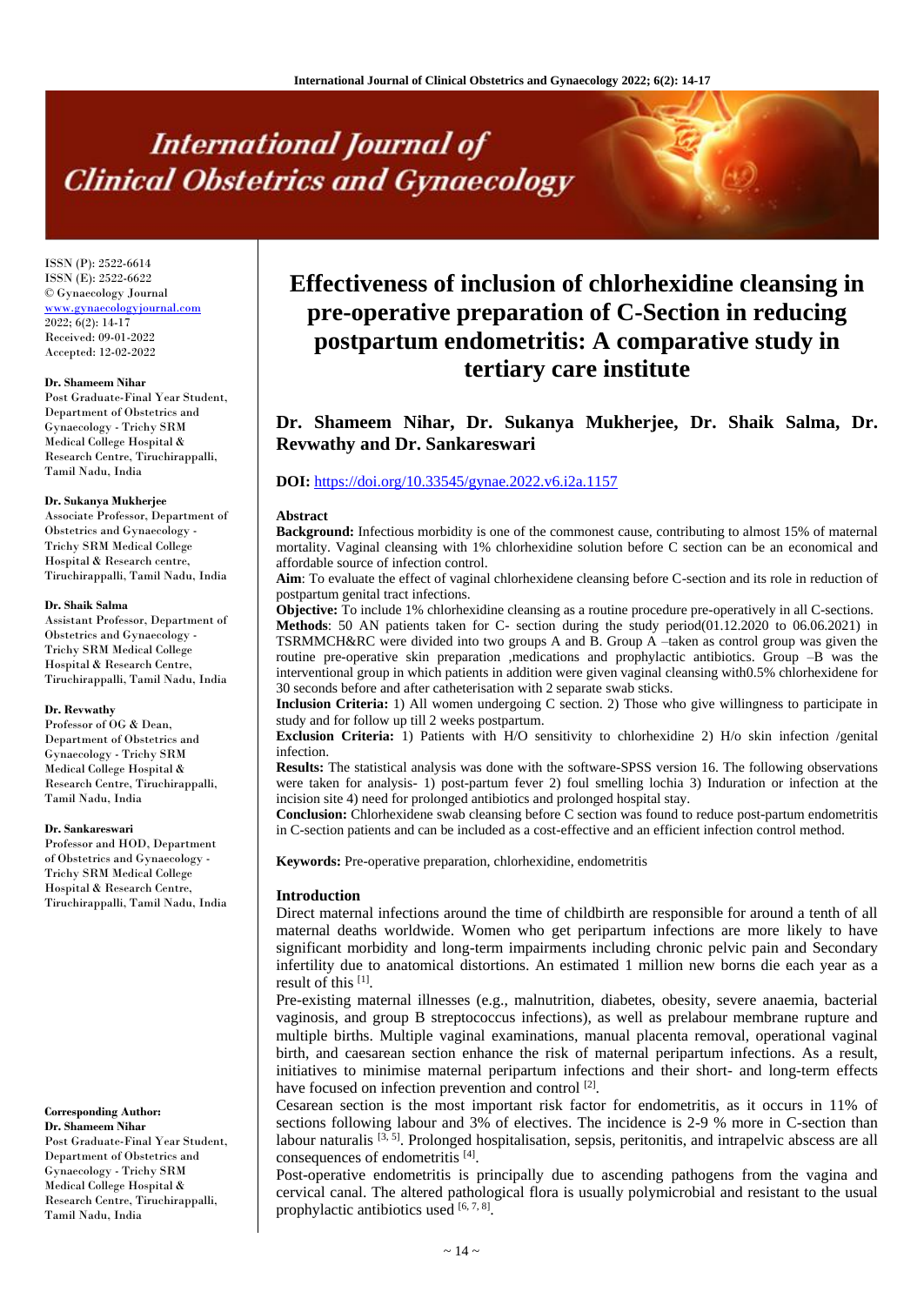ISSN (P): 2522-6614
ISSN (E): 2522-6622
© Gynaecology Journal
www.gynaecologyjournal.com
2022; 6(2): 14-17
Received: 09-01-2022
Accepted: 12-02-2022

**Dr. Shameem Nihar**
Post Graduate-Final Year Student, Department of Obstetrics and Gynaecology - Trichy SRM Medical College Hospital & Research Centre, Tiruchirappalli, Tamil Nadu, India

**Dr. Sukanya Mukherjee**
Associate Professor, Department of Obstetrics and Gynaecology - Trichy SRM Medical College Hospital & Research centre, Tiruchirappalli, Tamil Nadu, India

**Dr. Shaik Salma**
Assistant Professor, Department of Obstetrics and Gynaecology - Trichy SRM Medical College Hospital & Research Centre, Tiruchirappalli, Tamil Nadu, India

**Dr. Revwathy**
Professor of OG & Dean, Department of Obstetrics and Gynaecology - Trichy SRM Medical College Hospital & Research Centre, Tiruchirappalli, Tamil Nadu, India

**Dr. Sankareswari**
Professor and HOD, Department of Obstetrics and Gynaecology - Trichy SRM Medical College Hospital & Research Centre, Tiruchirappalli, Tamil Nadu, India

**Corresponding Author:**
**Dr. Shameem Nihar**
Post Graduate-Final Year Student, Department of Obstetrics and Gynaecology - Trichy SRM Medical College Hospital & Research Centre, Tiruchirappalli, Tamil Nadu, India

# Effectiveness of inclusion of chlorhexidine cleansing in pre-operative preparation of C-Section in reducing postpartum endometritis: A comparative study in tertiary care institute

**Dr. Shameem Nihar, Dr. Sukanya Mukherjee, Dr. Shaik Salma, Dr. Revwathy and Dr. Sankareswari**

**DOI:** https://doi.org/10.33545/gynae.2022.v6.i2a.1157

## Abstract

**Background:** Infectious morbidity is one of the commonest cause, contributing to almost 15% of maternal mortality. Vaginal cleansing with 1% chlorhexidine solution before C section can be an economical and affordable source of infection control.

**Aim**: To evaluate the effect of vaginal chlorhexidene cleansing before C-section and its role in reduction of postpartum genital tract infections.

**Objective:** To include 1% chlorhexidine cleansing as a routine procedure pre-operatively in all C-sections.

**Methods**: 50 AN patients taken for C- section during the study period(01.12.2020 to 06.06.2021) in TSRMMCH&RC were divided into two groups A and B. Group A –taken as control group was given the routine pre-operative skin preparation ,medications and prophylactic antibiotics. Group –B was the interventional group in which patients in addition were given vaginal cleansing with0.5% chlorhexidene for 30 seconds before and after catheterisation with 2 separate swab sticks.

**Inclusion Criteria:** 1) All women undergoing C section. 2) Those who give willingness to participate in study and for follow up till 2 weeks postpartum.

**Exclusion Criteria:** 1) Patients with H/O sensitivity to chlorhexidine 2) H/o skin infection /genital infection.

**Results:** The statistical analysis was done with the software-SPSS version 16. The following observations were taken for analysis- 1) post-partum fever 2) foul smelling lochia 3) Induration or infection at the incision site 4) need for prolonged antibiotics and prolonged hospital stay.

**Conclusion:** Chlorhexidene swab cleansing before C section was found to reduce post-partum endometritis in C-section patients and can be included as a cost-effective and an efficient infection control method.

**Keywords:** Pre-operative preparation, chlorhexidine, endometritis

## Introduction

Direct maternal infections around the time of childbirth are responsible for around a tenth of all maternal deaths worldwide. Women who get peripartum infections are more likely to have significant morbidity and long-term impairments including chronic pelvic pain and Secondary infertility due to anatomical distortions. An estimated 1 million new borns die each year as a result of this [1].

Pre-existing maternal illnesses (e.g., malnutrition, diabetes, obesity, severe anaemia, bacterial vaginosis, and group B streptococcus infections), as well as prelabour membrane rupture and multiple births. Multiple vaginal examinations, manual placenta removal, operational vaginal birth, and caesarean section enhance the risk of maternal peripartum infections. As a result, initiatives to minimise maternal peripartum infections and their short- and long-term effects have focused on infection prevention and control [2].

Cesarean section is the most important risk factor for endometritis, as it occurs in 11% of sections following labour and 3% of electives. The incidence is 2-9 % more in C-section than labour naturalis [3, 5]. Prolonged hospitalisation, sepsis, peritonitis, and intrapelvic abscess are all consequences of endometritis [4].

Post-operative endometritis is principally due to ascending pathogens from the vagina and cervical canal. The altered pathological flora is usually polymicrobial and resistant to the usual prophylactic antibiotics used [6, 7, 8].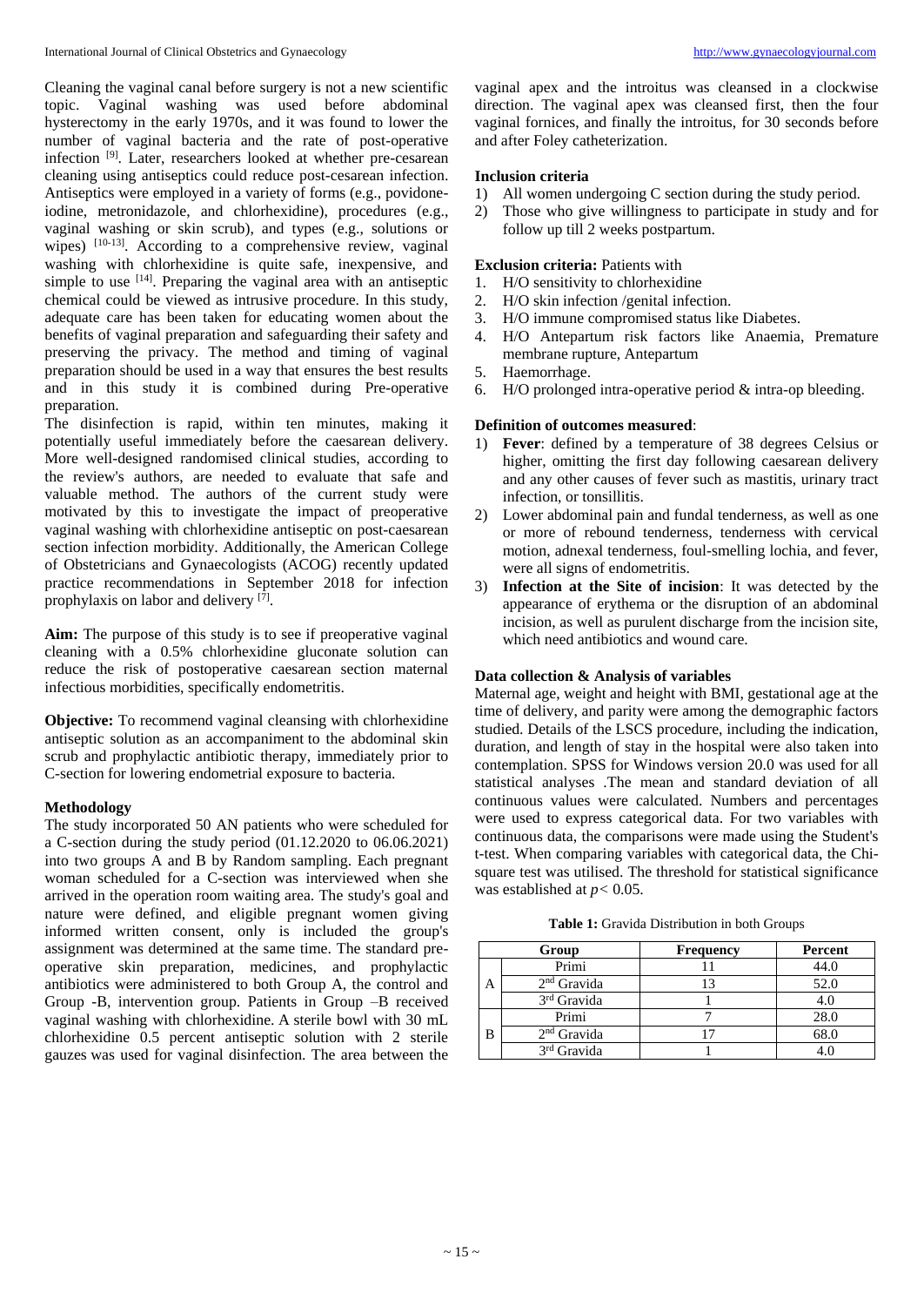Cleaning the vaginal canal before surgery is not a new scientific topic. Vaginal washing was used before abdominal hysterectomy in the early 1970s, and it was found to lower the number of vaginal bacteria and the rate of post-operative infection [9]. Later, researchers looked at whether pre-cesarean cleaning using antiseptics could reduce post-cesarean infection. Antiseptics were employed in a variety of forms (e.g., povidone-iodine, metronidazole, and chlorhexidine), procedures (e.g., vaginal washing or skin scrub), and types (e.g., solutions or wipes) [10-13]. According to a comprehensive review, vaginal washing with chlorhexidine is quite safe, inexpensive, and simple to use [14]. Preparing the vaginal area with an antiseptic chemical could be viewed as intrusive procedure. In this study, adequate care has been taken for educating women about the benefits of vaginal preparation and safeguarding their safety and preserving the privacy. The method and timing of vaginal preparation should be used in a way that ensures the best results and in this study it is combined during Pre-operative preparation.

The disinfection is rapid, within ten minutes, making it potentially useful immediately before the caesarean delivery. More well-designed randomised clinical studies, according to the review's authors, are needed to evaluate that safe and valuable method. The authors of the current study were motivated by this to investigate the impact of preoperative vaginal washing with chlorhexidine antiseptic on post-caesarean section infection morbidity. Additionally, the American College of Obstetricians and Gynaecologists (ACOG) recently updated practice recommendations in September 2018 for infection prophylaxis on labor and delivery [7].

**Aim:** The purpose of this study is to see if preoperative vaginal cleaning with a 0.5% chlorhexidine gluconate solution can reduce the risk of postoperative caesarean section maternal infectious morbidities, specifically endometritis.

**Objective:** To recommend vaginal cleansing with chlorhexidine antiseptic solution as an accompaniment to the abdominal skin scrub and prophylactic antibiotic therapy, immediately prior to C-section for lowering endometrial exposure to bacteria.

**Methodology**

The study incorporated 50 AN patients who were scheduled for a C-section during the study period (01.12.2020 to 06.06.2021) into two groups A and B by Random sampling. Each pregnant woman scheduled for a C-section was interviewed when she arrived in the operation room waiting area. The study's goal and nature were defined, and eligible pregnant women giving informed written consent, only is included the group's assignment was determined at the same time. The standard pre-operative skin preparation, medicines, and prophylactic antibiotics were administered to both Group A, the control and Group -B, intervention group. Patients in Group –B received vaginal washing with chlorhexidine. A sterile bowl with 30 mL chlorhexidine 0.5 percent antiseptic solution with 2 sterile gauzes was used for vaginal disinfection. The area between the vaginal apex and the introitus was cleansed in a clockwise direction. The vaginal apex was cleansed first, then the four vaginal fornices, and finally the introitus, for 30 seconds before and after Foley catheterization.

**Inclusion criteria**

1) All women undergoing C section during the study period.
2) Those who give willingness to participate in study and for follow up till 2 weeks postpartum.

**Exclusion criteria:** Patients with

1. H/O sensitivity to chlorhexidine
2. H/O skin infection /genital infection.
3. H/O immune compromised status like Diabetes.
4. H/O Antepartum risk factors like Anaemia, Premature membrane rupture, Antepartum
5. Haemorrhage.
6. H/O prolonged intra-operative period & intra-op bleeding.

**Definition of outcomes measured**:

1) **Fever**: defined by a temperature of 38 degrees Celsius or higher, omitting the first day following caesarean delivery and any other causes of fever such as mastitis, urinary tract infection, or tonsillitis.
2) Lower abdominal pain and fundal tenderness, as well as one or more of rebound tenderness, tenderness with cervical motion, adnexal tenderness, foul-smelling lochia, and fever, were all signs of endometritis.
3) **Infection at the Site of incision**: It was detected by the appearance of erythema or the disruption of an abdominal incision, as well as purulent discharge from the incision site, which need antibiotics and wound care.

**Data collection & Analysis of variables**

Maternal age, weight and height with BMI, gestational age at the time of delivery, and parity were among the demographic factors studied. Details of the LSCS procedure, including the indication, duration, and length of stay in the hospital were also taken into contemplation. SPSS for Windows version 20.0 was used for all statistical analyses .The mean and standard deviation of all continuous values were calculated. Numbers and percentages were used to express categorical data. For two variables with continuous data, the comparisons were made using the Student's t-test. When comparing variables with categorical data, the Chi-square test was utilised. The threshold for statistical significance was established at $p < 0.05$.

**Table 1:** Gravida Distribution in both Groups

| Group | | Frequency | Percent |
|---|---|---|---|
| A | Primi | 11 | 44.0 |
| | 2nd Gravida | 13 | 52.0 |
| | 3rd Gravida | 1 | 4.0 |
| B | Primi | 7 | 28.0 |
| | 2nd Gravida | 17 | 68.0 |
| | 3rd Gravida | 1 | 4.0 |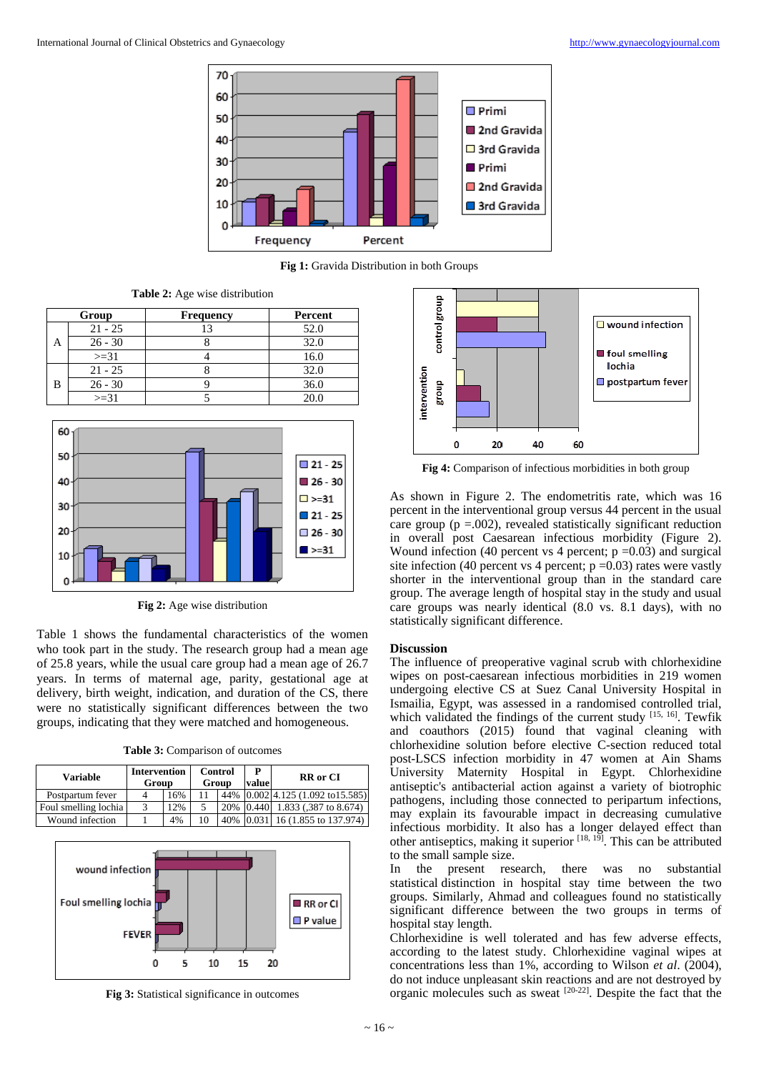Fig 1: Gravida Distribution in both Groups

**Table 2:** Age wise distribution

| Group | | Frequency | Percent |
|---|---|---|---|
| A | 21 - 25 | 13 | 52.0 |
| | 26 - 30 | 8 | 32.0 |
| | >=31 | 4 | 16.0 |
| B | 21 - 25 | 8 | 32.0 |
| | 26 - 30 | 9 | 36.0 |
| | >=31 | 5 | 20.0 |

**Fig 2:** Age wise distribution

Table 1 shows the fundamental characteristics of the women who took part in the study. The research group had a mean age of 25.8 years, while the usual care group had a mean age of 26.7 years. In terms of maternal age, parity, gestational age at delivery, birth weight, indication, and duration of the CS, there were no statistically significant differences between the two groups, indicating that they were matched and homogeneous.

**Table 3:** Comparison of outcomes

| Variable | Intervention Group | | Control Group | | P value | RR or CI |
|---|---|---|---|---|---|---|
| Postpartum fever | 4 | 16% | 11 | 44% | 0.002 | 4.125 (1.092 to15.585) |
| Foul smelling lochia | 3 | 12% | 5 | 20% | 0.440 | 1.833 (,387 to 8.674) |
| Wound infection | 1 | 4% | 10 | 40% | 0.031 | 16 (1.855 to 137.974) |

**Fig 3:** Statistical significance in outcomes

**Fig 4:** Comparison of infectious morbidities in both group

As shown in Figure 2. The endometritis rate, which was 16 percent in the interventional group versus 44 percent in the usual care group (p =.002), revealed statistically significant reduction in overall post Caesarean infectious morbidity (Figure 2). Wound infection (40 percent vs 4 percent; p =0.03) and surgical site infection (40 percent vs 4 percent; p =0.03) rates were vastly shorter in the interventional group than in the standard care group. The average length of hospital stay in the study and usual care groups was nearly identical (8.0 vs. 8.1 days), with no statistically significant difference.

## Discussion

The influence of preoperative vaginal scrub with chlorhexidine wipes on post-caesarean infectious morbidities in 219 women undergoing elective CS at Suez Canal University Hospital in Ismailia, Egypt, was assessed in a randomised controlled trial, which validated the findings of the current study [15, 16]. Tewfik and coauthors (2015) found that vaginal cleaning with chlorhexidine solution before elective C-section reduced total post-LSCS infection morbidity in 47 women at Ain Shams University Maternity Hospital in Egypt. Chlorhexidine antiseptic's antibacterial action against a variety of biotrophic pathogens, including those connected to peripartum infections, may explain its favourable impact in decreasing cumulative infectious morbidity. It also has a longer delayed effect than other antiseptics, making it superior [18, 19]. This can be attributed to the small sample size.

In the present research, there was no substantial statistical distinction in hospital stay time between the two groups. Similarly, Ahmad and colleagues found no statistically significant difference between the two groups in terms of hospital stay length.

Chlorhexidine is well tolerated and has few adverse effects, according to the latest study. Chlorhexidine vaginal wipes at concentrations less than 1%, according to Wilson *et al*. (2004), do not induce unpleasant skin reactions and are not destroyed by organic molecules such as sweat [20-22]. Despite the fact that the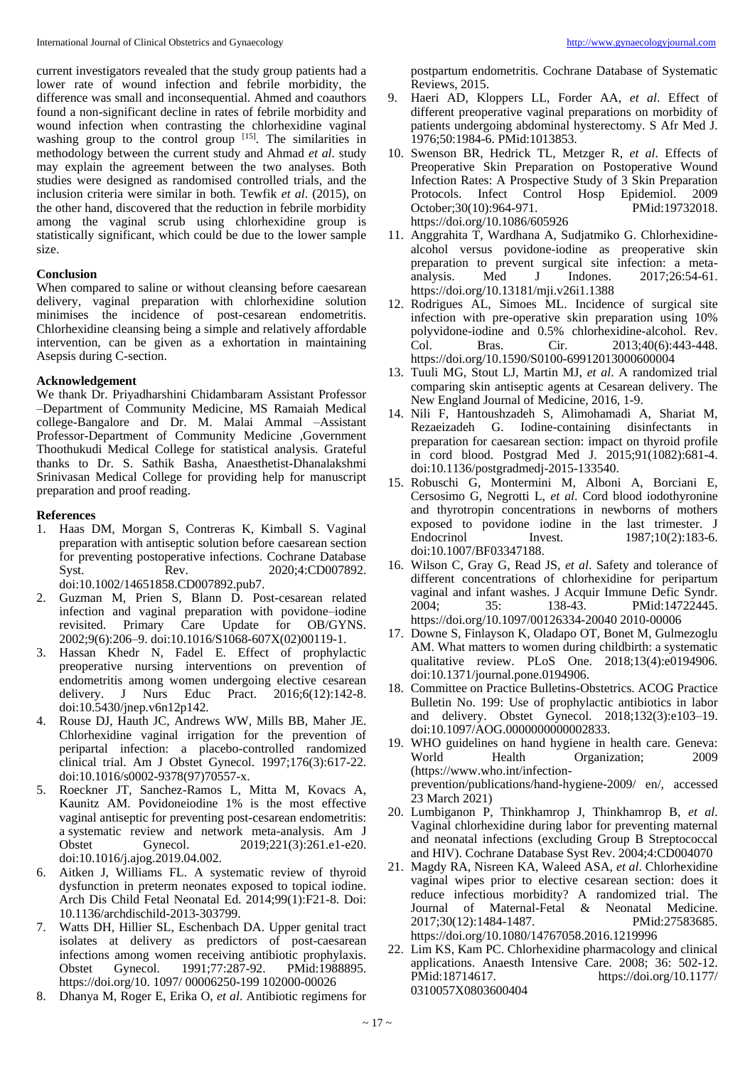current investigators revealed that the study group patients had a lower rate of wound infection and febrile morbidity, the difference was small and inconsequential. Ahmed and coauthors found a non-significant decline in rates of febrile morbidity and wound infection when contrasting the chlorhexidine vaginal washing group to the control group [15]. The similarities in methodology between the current study and Ahmad *et al*. study may explain the agreement between the two analyses. Both studies were designed as randomised controlled trials, and the inclusion criteria were similar in both. Tewfik *et al*. (2015), on the other hand, discovered that the reduction in febrile morbidity among the vaginal scrub using chlorhexidine group is statistically significant, which could be due to the lower sample size.

## Conclusion

When compared to saline or without cleansing before caesarean delivery, vaginal preparation with chlorhexidine solution minimises the incidence of post-cesarean endometritis. Chlorhexidine cleansing being a simple and relatively affordable intervention, can be given as a exhortation in maintaining Asepsis during C-section.

## Acknowledgement

We thank Dr. Priyadharshini Chidambaram Assistant Professor –Department of Community Medicine, MS Ramaiah Medical college-Bangalore and Dr. M. Malai Ammal –Assistant Professor-Department of Community Medicine ,Government Thoothukudi Medical College for statistical analysis. Grateful thanks to Dr. S. Sathik Basha, Anaesthetist-Dhanalakshmi Srinivasan Medical College for providing help for manuscript preparation and proof reading.

## References

1. Haas DM, Morgan S, Contreras K, Kimball S. Vaginal preparation with antiseptic solution before caesarean section for preventing postoperative infections. Cochrane Database Syst. Rev. 2020;4:CD007892. doi:10.1002/14651858.CD007892.pub7.
2. Guzman M, Prien S, Blann D. Post-cesarean related infection and vaginal preparation with povidone–iodine revisited. Primary Care Update for OB/GYNS. 2002;9(6):206–9. doi:10.1016/S1068-607X(02)00119-1.
3. Hassan Khedr N, Fadel E. Effect of prophylactic preoperative nursing interventions on prevention of endometritis among women undergoing elective cesarean delivery. J Nurs Educ Pract. 2016;6(12):142-8. doi:10.5430/jnep.v6n12p142.
4. Rouse DJ, Hauth JC, Andrews WW, Mills BB, Maher JE. Chlorhexidine vaginal irrigation for the prevention of peripartal infection: a placebo-controlled randomized clinical trial. Am J Obstet Gynecol. 1997;176(3):617-22. doi:10.1016/s0002-9378(97)70557-x.
5. Roeckner JT, Sanchez-Ramos L, Mitta M, Kovacs A, Kaunitz AM. Povidoneiodine 1% is the most effective vaginal antiseptic for preventing post-cesarean endometritis: a systematic review and network meta-analysis. Am J Obstet Gynecol. 2019;221(3):261.e1-e20. doi:10.1016/j.ajog.2019.04.002.
6. Aitken J, Williams FL. A systematic review of thyroid dysfunction in preterm neonates exposed to topical iodine. Arch Dis Child Fetal Neonatal Ed. 2014;99(1):F21-8. Doi: 10.1136/archdischild-2013-303799.
7. Watts DH, Hillier SL, Eschenbach DA. Upper genital tract isolates at delivery as predictors of post-cesarean infections among women receiving antibiotic prophylaxis. Obstet Gynecol. 1991;77:287-92. PMid:1988895. https://doi.org/10. 1097/ 00006250-199 102000-00026
8. Dhanya M, Roger E, Erika O, *et al*. Antibiotic regimens for postpartum endometritis. Cochrane Database of Systematic Reviews, 2015.
9. Haeri AD, Kloppers LL, Forder AA, *et al*. Effect of different preoperative vaginal preparations on morbidity of patients undergoing abdominal hysterectomy. S Afr Med J. 1976;50:1984-6. PMid:1013853.
10. Swenson BR, Hedrick TL, Metzger R, *et al*. Effects of Preoperative Skin Preparation on Postoperative Wound Infection Rates: A Prospective Study of 3 Skin Preparation Protocols. Infect Control Hosp Epidemiol. 2009 October;30(10):964-971. PMid:19732018. https://doi.org/10.1086/605926
11. Anggrahita T, Wardhana A, Sudjatmiko G. Chlorhexidine-alcohol versus povidone-iodine as preoperative skin preparation to prevent surgical site infection: a meta-analysis. Med J Indones. 2017;26:54-61. https://doi.org/10.13181/mji.v26i1.1388
12. Rodrigues AL, Simoes ML. Incidence of surgical site infection with pre-operative skin preparation using 10% polyvidone-iodine and 0.5% chlorhexidine-alcohol. Rev. Col. Bras. Cir. 2013;40(6):443-448. https://doi.org/10.1590/S0100-69912013000600004
13. Tuuli MG, Stout LJ, Martin MJ, *et al*. A randomized trial comparing skin antiseptic agents at Cesarean delivery. The New England Journal of Medicine, 2016, 1-9.
14. Nili F, Hantoushzadeh S, Alimohamadi A, Shariat M, Rezaeizadeh G. Iodine-containing disinfectants in preparation for caesarean section: impact on thyroid profile in cord blood. Postgrad Med J. 2015;91(1082):681-4. doi:10.1136/postgradmedj-2015-133540.
15. Robuschi G, Montermini M, Alboni A, Borciani E, Cersosimo G, Negrotti L, *et al*. Cord blood iodothyronine and thyrotropin concentrations in newborns of mothers exposed to povidone iodine in the last trimester. J Endocrinol Invest. 1987;10(2):183-6. doi:10.1007/BF03347188.
16. Wilson C, Gray G, Read JS, *et al*. Safety and tolerance of different concentrations of chlorhexidine for peripartum vaginal and infant washes. J Acquir Immune Defic Syndr. 2004; 35: 138-43. PMid:14722445. https://doi.org/10.1097/00126334-20040 2010-00006
17. Downe S, Finlayson K, Oladapo OT, Bonet M, Gulmezoglu AM. What matters to women during childbirth: a systematic qualitative review. PLoS One. 2018;13(4):e0194906. doi:10.1371/journal.pone.0194906.
18. Committee on Practice Bulletins-Obstetrics. ACOG Practice Bulletin No. 199: Use of prophylactic antibiotics in labor and delivery. Obstet Gynecol. 2018;132(3):e103–19. doi:10.1097/AOG.0000000000002833.
19. WHO guidelines on hand hygiene in health care. Geneva: World Health Organization; 2009 (https://www.who.int/infection-prevention/publications/hand-hygiene-2009/ en/, accessed 23 March 2021)
20. Lumbiganon P, Thinkhamrop J, Thinkhamrop B, *et al*. Vaginal chlorhexidine during labor for preventing maternal and neonatal infections (excluding Group B Streptococcal and HIV). Cochrane Database Syst Rev. 2004;4:CD004070
21. Magdy RA, Nisreen KA, Waleed ASA, *et al*. Chlorhexidine vaginal wipes prior to elective cesarean section: does it reduce infectious morbidity? A randomized trial. The Journal of Maternal-Fetal & Neonatal Medicine. 2017;30(12):1484-1487. PMid:27583685. https://doi.org/10.1080/14767058.2016.1219996
22. Lim KS, Kam PC. Chlorhexidine pharmacology and clinical applications. Anaesth Intensive Care. 2008; 36: 502-12. PMid:18714617. https://doi.org/10.1177/ 0310057X0803600404